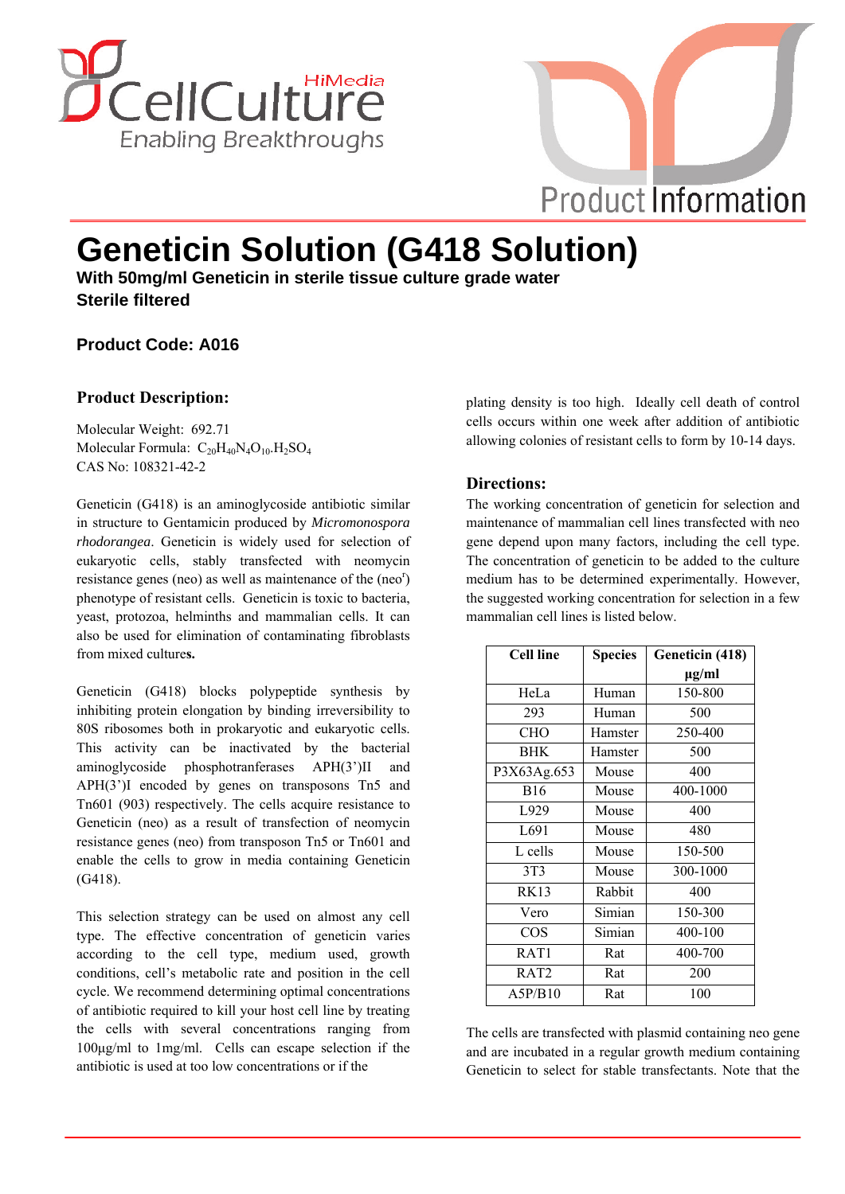# Geneticin Solution (G418 Solution)

**With 50mg/ml Geneticin in sterile tissue culture grade water**
**Sterile filtered**

**Product Code: A016**

## Product Description:

Molecular Weight: 692.71
Molecular Formula: $C_{20}H_{40}N_4O_{10}.H_2SO_4$
CAS No: 108321-42-2

Geneticin (G418) is an aminoglycoside antibiotic similar in structure to Gentamicin produced by *Micromonospora rhodorangea*. Geneticin is widely used for selection of eukaryotic cells, stably transfected with neomycin resistance genes (neo) as well as maintenance of the ($neo^r$) phenotype of resistant cells. Geneticin is toxic to bacteria, yeast, protozoa, helminths and mammalian cells. It can also be used for elimination of contaminating fibroblasts from mixed cultures.

Geneticin (G418) blocks polypeptide synthesis by inhibiting protein elongation by binding irreversibility to 80S ribosomes both in prokaryotic and eukaryotic cells. This activity can be inactivated by the bacterial aminoglycoside phosphotranferases APH(3')II and APH(3')I encoded by genes on transposons Tn5 and Tn601 (903) respectively. The cells acquire resistance to Geneticin (neo) as a result of transfection of neomycin resistance genes (neo) from transposon Tn5 or Tn601 and enable the cells to grow in media containing Geneticin (G418).

This selection strategy can be used on almost any cell type. The effective concentration of geneticin varies according to the cell type, medium used, growth conditions, cell's metabolic rate and position in the cell cycle. We recommend determining optimal concentrations of antibiotic required to kill your host cell line by treating the cells with several concentrations ranging from 100µg/ml to 1mg/ml. Cells can escape selection if the antibiotic is used at too low concentrations or if the plating density is too high. Ideally cell death of control cells occurs within one week after addition of antibiotic allowing colonies of resistant cells to form by 10-14 days.

## Directions:

The working concentration of geneticin for selection and maintenance of mammalian cell lines transfected with neo gene depend upon many factors, including the cell type. The concentration of geneticin to be added to the culture medium has to be determined experimentally. However, the suggested working concentration for selection in a few mammalian cell lines is listed below.

| Cell line | Species | Geneticin (418) µg/ml |
|---|---|---|
| HeLa | Human | 150-800 |
| 293 | Human | 500 |
| CHO | Hamster | 250-400 |
| BHK | Hamster | 500 |
| P3X63Ag.653 | Mouse | 400 |
| B16 | Mouse | 400-1000 |
| L929 | Mouse | 400 |
| L691 | Mouse | 480 |
| L cells | Mouse | 150-500 |
| 3T3 | Mouse | 300-1000 |
| RK13 | Rabbit | 400 |
| Vero | Simian | 150-300 |
| COS | Simian | 400-100 |
| RAT1 | Rat | 400-700 |
| RAT2 | Rat | 200 |
| A5P/B10 | Rat | 100 |

The cells are transfected with plasmid containing neo gene and are incubated in a regular growth medium containing Geneticin to select for stable transfectants. Note that the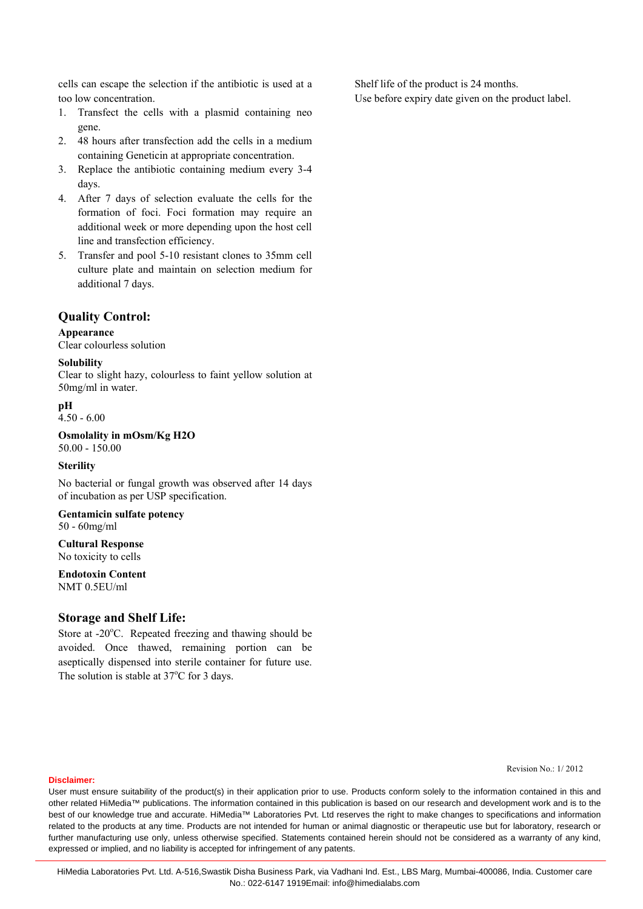cells can escape the selection if the antibiotic is used at a too low concentration.

1. Transfect the cells with a plasmid containing neo gene.
2. 48 hours after transfection add the cells in a medium containing Geneticin at appropriate concentration.
3. Replace the antibiotic containing medium every 3-4 days.
4. After 7 days of selection evaluate the cells for the formation of foci. Foci formation may require an additional week or more depending upon the host cell line and transfection efficiency.
5. Transfer and pool 5-10 resistant clones to 35mm cell culture plate and maintain on selection medium for additional 7 days.

## Quality Control:

**Appearance**
Clear colourless solution

**Solubility**
Clear to slight hazy, colourless to faint yellow solution at 50mg/ml in water.

**pH**
4.50 - 6.00

**Osmolality in mOsm/Kg H2O**
50.00 - 150.00

**Sterility**

No bacterial or fungal growth was observed after 14 days of incubation as per USP specification.

**Gentamicin sulfate potency**
50 - 60mg/ml

**Cultural Response**
No toxicity to cells

**Endotoxin Content**
NMT 0.5EU/ml

## Storage and Shelf Life:

Store at -20°C. Repeated freezing and thawing should be avoided. Once thawed, remaining portion can be aseptically dispensed into sterile container for future use. The solution is stable at 37°C for 3 days.

Shelf life of the product is 24 months.
Use before expiry date given on the product label.

Revision No.: 1/ 2012

**Disclaimer:**

User must ensure suitability of the product(s) in their application prior to use. Products conform solely to the information contained in this and other related HiMedia™ publications. The information contained in this publication is based on our research and development work and is to the best of our knowledge true and accurate. HiMedia™ Laboratories Pvt. Ltd reserves the right to make changes to specifications and information related to the products at any time. Products are not intended for human or animal diagnostic or therapeutic use but for laboratory, research or further manufacturing use only, unless otherwise specified. Statements contained herein should not be considered as a warranty of any kind, expressed or implied, and no liability is accepted for infringement of any patents.

HiMedia Laboratories Pvt. Ltd. A-516,Swastik Disha Business Park, via Vadhani Ind. Est., LBS Marg, Mumbai-400086, India. Customer care No.: 022-6147 1919Email: info@himedialabs.com